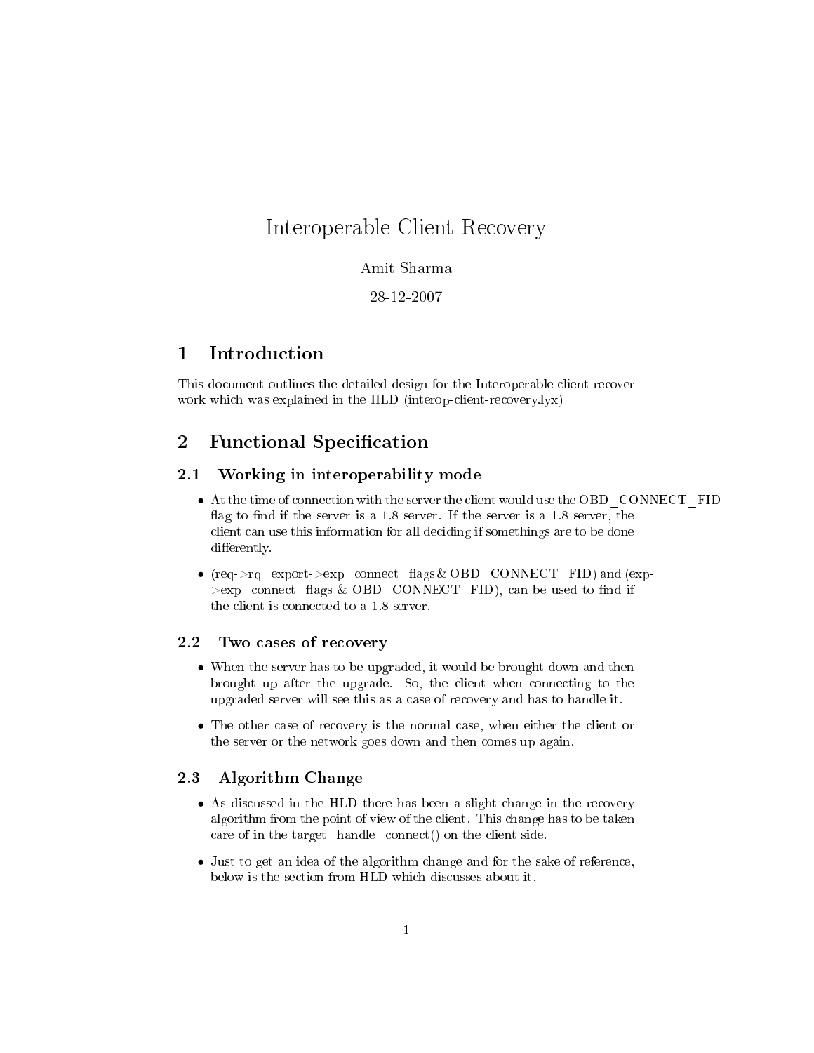# Interoperable Client Recovery

Amit Sharma

28-12-2007

## 1 Introduction

This document outlines the detailed design for the Interoperable client recover work which was explained in the HLD (interop-client-recovery.lyx)

## 2 Functional Specification

### 2.1 Working in interoperability mode

- At the time of connection with the server the client would use the OBD_CONNECT_FID flag to find if the server is a 1.8 server. If the server is a 1.8 server, the client can use this information for all deciding if somethings are to be done differently.
- (req->rq_export->exp_connect_flags & OBD_CONNECT_FID) and (exp->exp_connect_flags & OBD_CONNECT_FID), can be used to find if the client is connected to a 1.8 server.

### 2.2 Two cases of recovery

- When the server has to be upgraded, it would be brought down and then brought up after the upgrade. So, the client when connecting to the upgraded server will see this as a case of recovery and has to handle it.
- The other case of recovery is the normal case, when either the client or the server or the network goes down and then comes up again.

### 2.3 Algorithm Change

- As discussed in the HLD there has been a slight change in the recovery algorithm from the point of view of the client. This change has to be taken care of in the target_handle_connect() on the client side.
- Just to get an idea of the algorithm change and for the sake of reference, below is the section from HLD which discusses about it.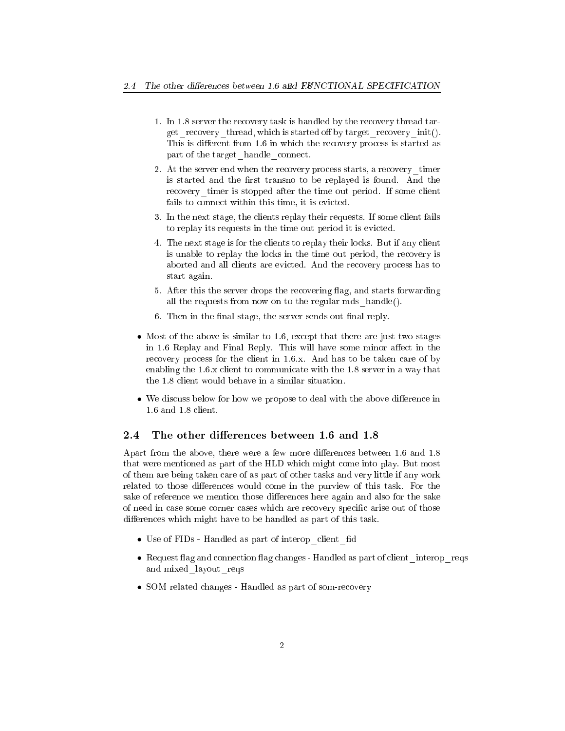1. In 1.8 server the recovery task is handled by the recovery thread target_recovery_thread, which is started off by target_recovery_init(). This is different from 1.6 in which the recovery process is started as part of the target_handle_connect.
2. At the server end when the recovery process starts, a recovery_timer is started and the first transno to be replayed is found. And the recovery_timer is stopped after the time out period. If some client fails to connect within this time, it is evicted.
3. In the next stage, the clients replay their requests. If some client fails to replay its requests in the time out period it is evicted.
4. The next stage is for the clients to replay their locks. But if any client is unable to replay the locks in the time out period, the recovery is aborted and all clients are evicted. And the recovery process has to start again.
5. After this the server drops the recovering flag, and starts forwarding all the requests from now on to the regular mds_handle().
6. Then in the final stage, the server sends out final reply.

- Most of the above is similar to 1.6, except that there are just two stages in 1.6 Replay and Final Reply. This will have some minor affect in the recovery process for the client in 1.6.x. And has to be taken care of by enabling the 1.6.x client to communicate with the 1.8 server in a way that the 1.8 client would behave in a similar situation.
- We discuss below for how we propose to deal with the above difference in 1.6 and 1.8 client.

## 2.4 The other differences between 1.6 and 1.8

Apart from the above, there were a few more differences between 1.6 and 1.8 that were mentioned as part of the HLD which might come into play. But most of them are being taken care of as part of other tasks and very little if any work related to those differences would come in the purview of this task. For the sake of reference we mention those differences here again and also for the sake of need in case some corner cases which are recovery specific arise out of those differences which might have to be handled as part of this task.

- Use of FIDs - Handled as part of interop_client_fid
- Request flag and connection flag changes - Handled as part of client_interop_reqs and mixed_layout_reqs
- SOM related changes - Handled as part of som-recovery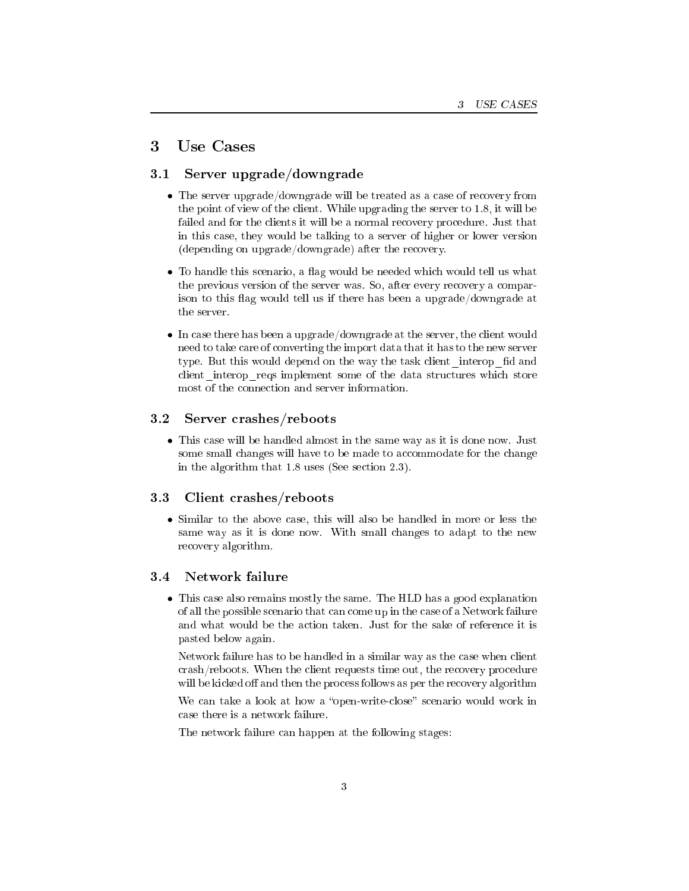# 3 Use Cases

## 3.1 Server upgrade/downgrade

- The server upgrade/downgrade will be treated as a case of recovery from the point of view of the client. While upgrading the server to 1.8, it will be failed and for the clients it will be a normal recovery procedure. Just that in this case, they would be talking to a server of higher or lower version (depending on upgrade/downgrade) after the recovery.

- To handle this scenario, a flag would be needed which would tell us what the previous version of the server was. So, after every recovery a comparison to this flag would tell us if there has been a upgrade/downgrade at the server.

- In case there has been a upgrade/downgrade at the server, the client would need to take care of converting the import data that it has to the new server type. But this would depend on the way the task client_interop_fid and client_interop_reqs implement some of the data structures which store most of the connection and server information.

## 3.2 Server crashes/reboots

- This case will be handled almost in the same way as it is done now. Just some small changes will have to be made to accommodate for the change in the algorithm that 1.8 uses (See section 2.3).

## 3.3 Client crashes/reboots

- Similar to the above case, this will also be handled in more or less the same way as it is done now. With small changes to adapt to the new recovery algorithm.

## 3.4 Network failure

- This case also remains mostly the same. The HLD has a good explanation of all the possible scenario that can come up in the case of a Network failure and what would be the action taken. Just for the sake of reference it is pasted below again.

  Network failure has to be handled in a similar way as the case when client crash/reboots. When the client requests time out, the recovery procedure will be kicked off and then the process follows as per the recovery algorithm

  We can take a look at how a "open-write-close" scenario would work in case there is a network failure.

  The network failure can happen at the following stages: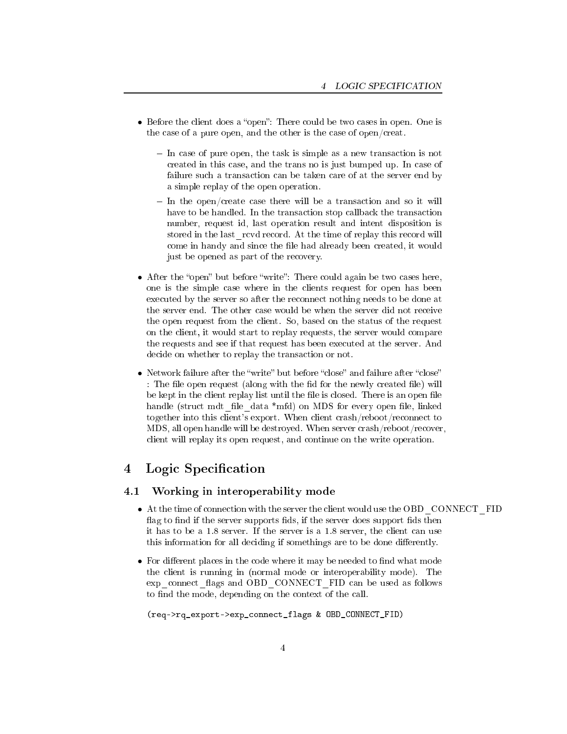- Before the client does a "open": There could be two cases in open. One is the case of a pure open, and the other is the case of open/creat.
  - In case of pure open, the task is simple as a new transaction is not created in this case, and the trans no is just bumped up. In case of failure such a transaction can be taken care of at the server end by a simple replay of the open operation.
  - In the open/create case there will be a transaction and so it will have to be handled. In the transaction stop callback the transaction number, request id, last operation result and intent disposition is stored in the last_rcvd record. At the time of replay this record will come in handy and since the file had already been created, it would just be opened as part of the recovery.
- After the "open" but before "write": There could again be two cases here, one is the simple case where in the clients request for open has been executed by the server so after the reconnect nothing needs to be done at the server end. The other case would be when the server did not receive the open request from the client. So, based on the status of the request on the client, it would start to replay requests, the server would compare the requests and see if that request has been executed at the server. And decide on whether to replay the transaction or not.
- Network failure after the "write" but before "close" and failure after "close" : The file open request (along with the fid for the newly created file) will be kept in the client replay list until the file is closed. There is an open file handle (struct mdt_file_data *mfd) on MDS for every open file, linked together into this client's export. When client crash/reboot/reconnect to MDS, all open handle will be destroyed. When server crash/reboot/recover, client will replay its open request, and continue on the write operation.

# 4 Logic Specification

## 4.1 Working in interoperability mode

- At the time of connection with the server the client would use the OBD_CONNECT_FID flag to find if the server supports fids, if the server does support fids then it has to be a 1.8 server. If the server is a 1.8 server, the client can use this information for all deciding if somethings are to be done differently.
- For different places in the code where it may be needed to find what mode the client is running in (normal mode or interoperability mode). The exp_connect_flags and OBD_CONNECT_FID can be used as follows to find the mode, depending on the context of the call.

```
(req->rq_export->exp_connect_flags & OBD_CONNECT_FID)
```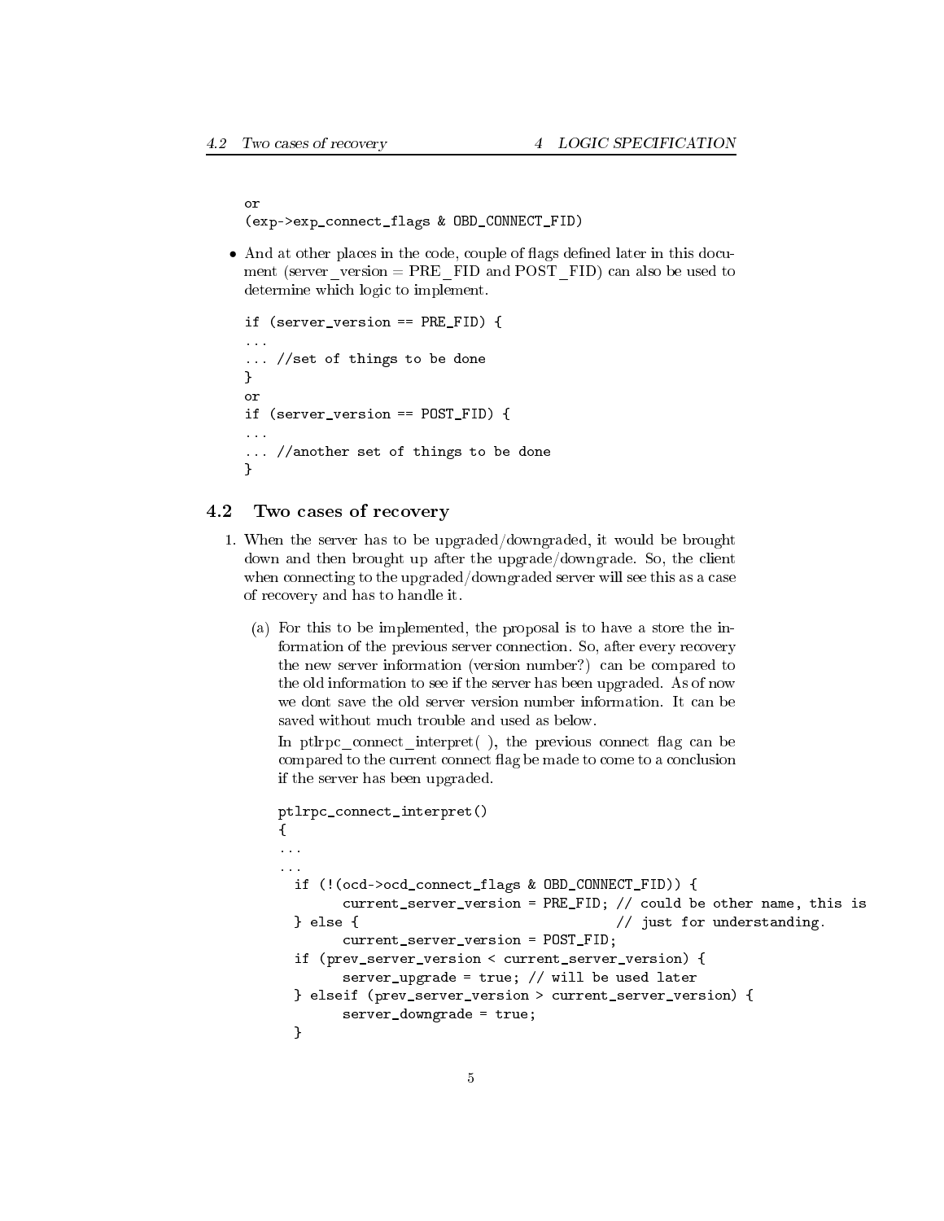```
or
(exp->exp_connect_flags & OBD_CONNECT_FID)
```

- And at other places in the code, couple of flags defined later in this document (server_version = PRE_FID and POST_FID) can also be used to determine which logic to implement.

```
if (server_version == PRE_FID) {
...
... //set of things to be done
}
or
if (server_version == POST_FID) {
...
... //another set of things to be done
}
```

## 4.2 Two cases of recovery

1. When the server has to be upgraded/downgraded, it would be brought down and then brought up after the upgrade/downgrade. So, the client when connecting to the upgraded/downgraded server will see this as a case of recovery and has to handle it.

   (a) For this to be implemented, the proposal is to have a store the information of the previous server connection. So, after every recovery the new server information (version number?) can be compared to the old information to see if the server has been upgraded. As of now we dont save the old server version number information. It can be saved without much trouble and used as below.

   In ptlrpc_connect_interpret( ), the previous connect flag can be compared to the current connect flag be made to come to a conclusion if the server has been upgraded.

```
ptlrpc_connect_interpret()
{
...
...
  if (!(ocd->ocd_connect_flags & OBD_CONNECT_FID)) {
        current_server_version = PRE_FID; // could be other name, this is
  } else {                                // just for understanding.
        current_server_version = POST_FID;
  if (prev_server_version < current_server_version) {
        server_upgrade = true; // will be used later
  } elseif (prev_server_version > current_server_version) {
        server_downgrade = true;
  }
```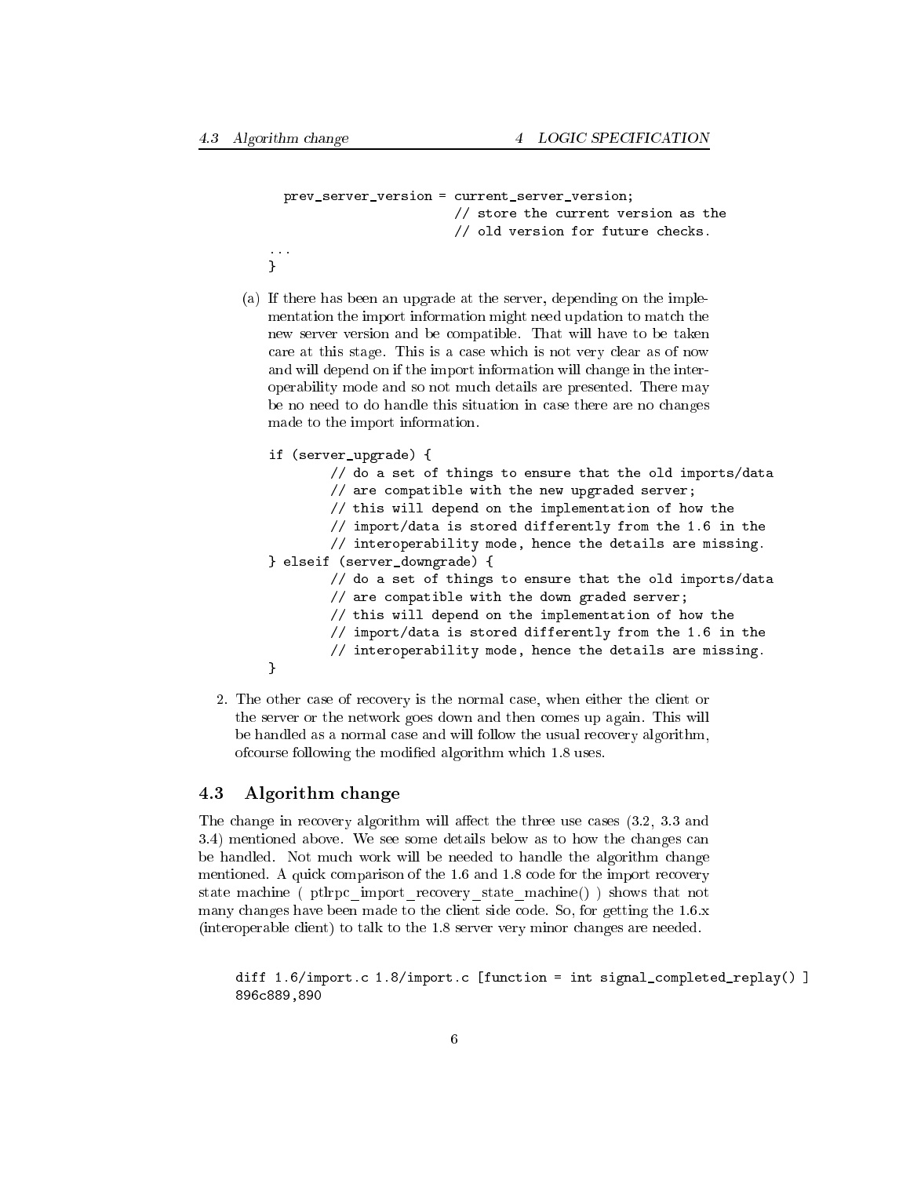```
    prev_server_version = current_server_version;
                            // store the current version as the
                            // old version for future checks.
...
}
```

(a) If there has been an upgrade at the server, depending on the implementation the import information might need updation to match the new server version and be compatible. That will have to be taken care at this stage. This is a case which is not very clear as of now and will depend on if the import information will change in the interoperability mode and so not much details are presented. There may be no need to do handle this situation in case there are no changes made to the import information.

```
if (server_upgrade) {
        // do a set of things to ensure that the old imports/data
        // are compatible with the new upgraded server;
        // this will depend on the implementation of how the
        // import/data is stored differently from the 1.6 in the
        // interoperability mode, hence the details are missing.
} elseif (server_downgrade) {
        // do a set of things to ensure that the old imports/data
        // are compatible with the down graded server;
        // this will depend on the implementation of how the
        // import/data is stored differently from the 1.6 in the
        // interoperability mode, hence the details are missing.
}
```

2. The other case of recovery is the normal case, when either the client or the server or the network goes down and then comes up again. This will be handled as a normal case and will follow the usual recovery algorithm, ofcourse following the modified algorithm which 1.8 uses.

## 4.3 Algorithm change

The change in recovery algorithm will affect the three use cases (3.2, 3.3 and 3.4) mentioned above. We see some details below as to how the changes can be handled. Not much work will be needed to handle the algorithm change mentioned. A quick comparison of the 1.6 and 1.8 code for the import recovery state machine ( ptlrpc_import_recovery_state_machine() ) shows that not many changes have been made to the client side code. So, for getting the 1.6.x (interoperable client) to talk to the 1.8 server very minor changes are needed.

```
diff 1.6/import.c 1.8/import.c [function = int signal_completed_replay() ]
896c889,890
```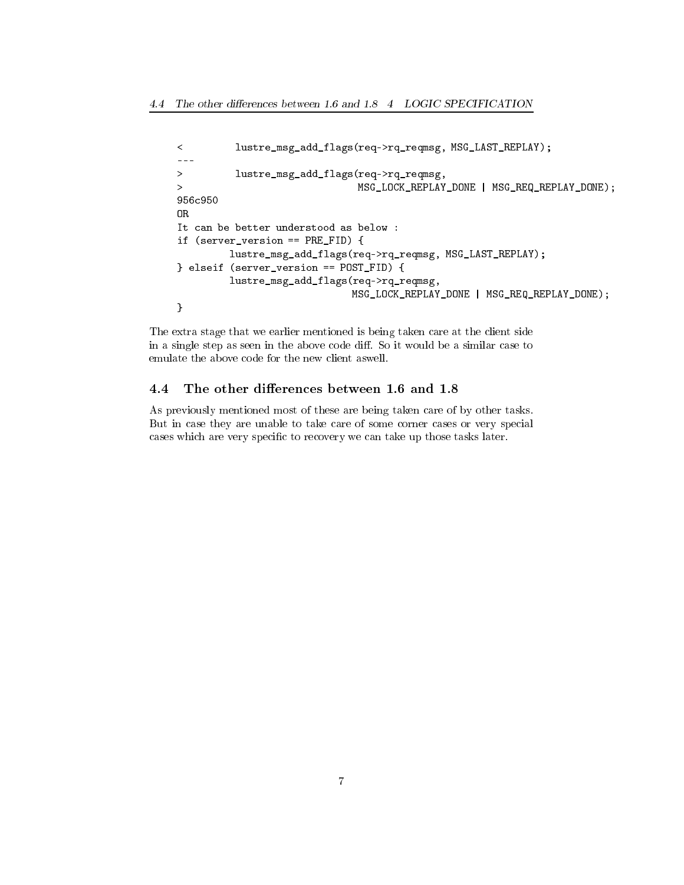```
<         lustre_msg_add_flags(req->rq_reqmsg, MSG_LAST_REPLAY);
---
>         lustre_msg_add_flags(req->rq_reqmsg,
>                              MSG_LOCK_REPLAY_DONE | MSG_REQ_REPLAY_DONE);
956c950
OR
It can be better understood as below :
if (server_version == PRE_FID) {
        lustre_msg_add_flags(req->rq_reqmsg, MSG_LAST_REPLAY);
} elseif (server_version == POST_FID) {
        lustre_msg_add_flags(req->rq_reqmsg,
                             MSG_LOCK_REPLAY_DONE | MSG_REQ_REPLAY_DONE);
}
```

The extra stage that we earlier mentioned is being taken care at the client side in a single step as seen in the above code diff. So it would be a similar case to emulate the above code for the new client aswell.

## 4.4 The other differences between 1.6 and 1.8

As previously mentioned most of these are being taken care of by other tasks. But in case they are unable to take care of some corner cases or very special cases which are very specific to recovery we can take up those tasks later.